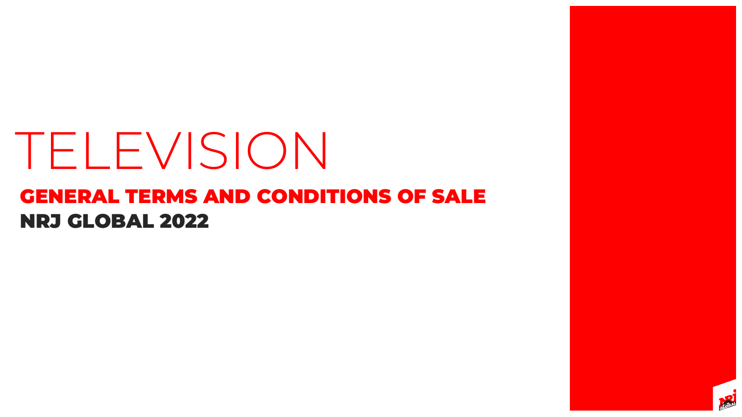# TELEVISION

## GENERAL TERMS AND CONDITIONS OF SALE

## NRJ GLOBAL 2022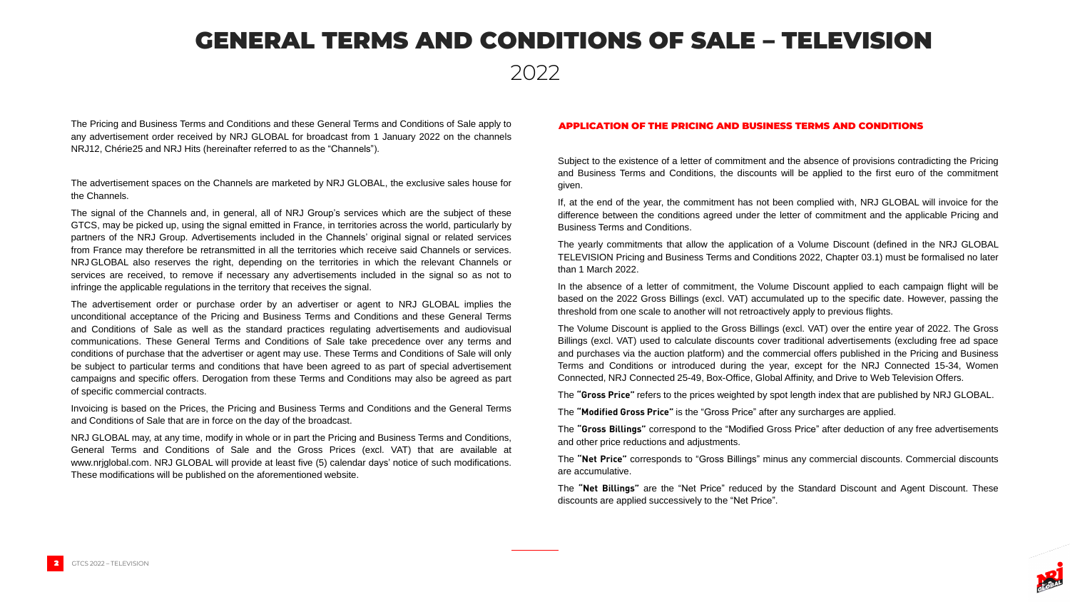# GENERAL TERMS AND CONDITIONS OF SALE – TELEVISION

2022

The Pricing and Business Terms and Conditions and these General Terms and Conditions of Sale apply to any advertisement order received by NRJ GLOBAL for broadcast from 1 January 2022 on the channels NRJ12, Chérie25 and NRJ Hits (hereinafter referred to as the "Channels").

The advertisement spaces on the Channels are marketed by NRJ GLOBAL, the exclusive sales house for the Channels.

The signal of the Channels and, in general, all of NRJ Group's services which are the subject of these GTCS, may be picked up, using the signal emitted in France, in territories across the world, particularly by partners of the NRJ Group. Advertisements included in the Channels' original signal or related services from France may therefore be retransmitted in all the territories which receive said Channels or services. NRJ GLOBAL also reserves the right, depending on the territories in which the relevant Channels or services are received, to remove if necessary any advertisements included in the signal so as not to infringe the applicable regulations in the territory that receives the signal.

The advertisement order or purchase order by an advertiser or agent to NRJ GLOBAL implies the unconditional acceptance of the Pricing and Business Terms and Conditions and these General Terms and Conditions of Sale as well as the standard practices regulating advertisements and audiovisual communications. These General Terms and Conditions of Sale take precedence over any terms and conditions of purchase that the advertiser or agent may use. These Terms and Conditions of Sale will only be subject to particular terms and conditions that have been agreed to as part of special advertisement campaigns and specific offers. Derogation from these Terms and Conditions may also be agreed as part of specific commercial contracts.

Invoicing is based on the Prices, the Pricing and Business Terms and Conditions and the General Terms and Conditions of Sale that are in force on the day of the broadcast.

NRJ GLOBAL may, at any time, modify in whole or in part the Pricing and Business Terms and Conditions, General Terms and Conditions of Sale and the Gross Prices (excl. VAT) that are available at www.nrjglobal.com. NRJ GLOBAL will provide at least five (5) calendar days' notice of such modifications. These modifications will be published on the aforementioned website.

## APPLICATION OF THE PRICING AND BUSINESS TERMS AND CONDITIONS

Subject to the existence of a letter of commitment and the absence of provisions contradicting the Pricing and Business Terms and Conditions, the discounts will be applied to the first euro of the commitment given.

If, at the end of the year, the commitment has not been complied with, NRJ GLOBAL will invoice for the difference between the conditions agreed under the letter of commitment and the applicable Pricing and Business Terms and Conditions.

The yearly commitments that allow the application of a Volume Discount (defined in the NRJ GLOBAL TELEVISION Pricing and Business Terms and Conditions 2022, Chapter 03.1) must be formalised no later than 1 March 2022.

In the absence of a letter of commitment, the Volume Discount applied to each campaign flight will be based on the 2022 Gross Billings (excl. VAT) accumulated up to the specific date. However, passing the threshold from one scale to another will not retroactively apply to previous flights.

The Volume Discount is applied to the Gross Billings (excl. VAT) over the entire year of 2022. The Gross Billings (excl. VAT) used to calculate discounts cover traditional advertisements (excluding free ad space and purchases via the auction platform) and the commercial offers published in the Pricing and Business Terms and Conditions or introduced during the year, except for the NRJ Connected 15-34, Women Connected, NRJ Connected 25-49, Box-Office, Global Affinity, and Drive to Web Television Offers.

The **"Gross Price"** refers to the prices weighted by spot length index that are published by NRJ GLOBAL.

The **"Modified Gross Price"** is the "Gross Price" after any surcharges are applied.

The **"Gross Billings"** correspond to the "Modified Gross Price" after deduction of any free advertisements and other price reductions and adjustments.

The **"Net Price"** corresponds to "Gross Billings" minus any commercial discounts. Commercial discounts are accumulative.

The **"Net Billings"** are the "Net Price" reduced by the Standard Discount and Agent Discount. These discounts are applied successively to the "Net Price".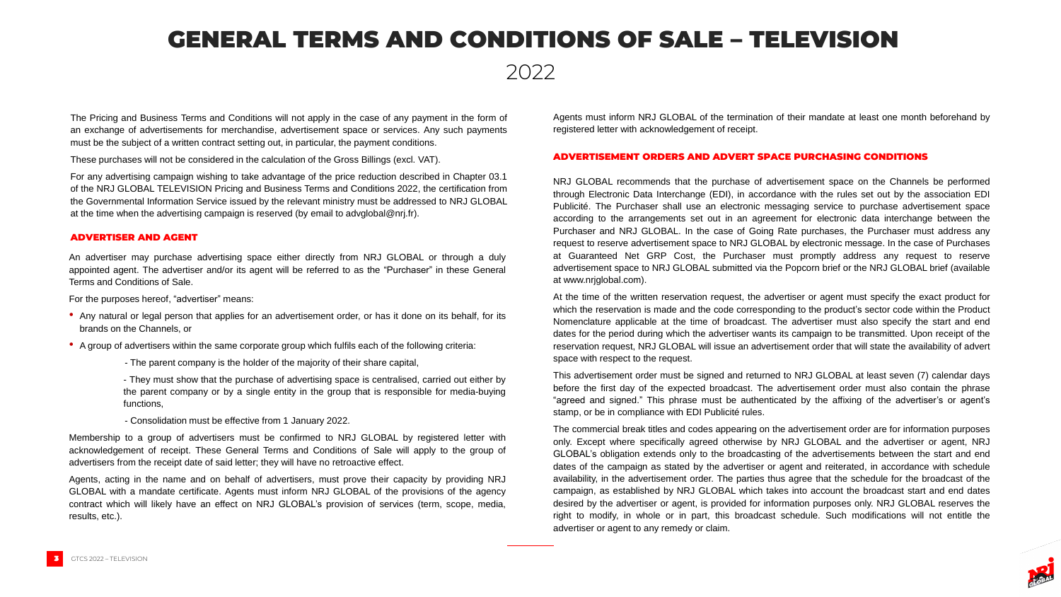# GENERAL TERMS AND CONDITIONS OF SALE – TELEVISION

2022

The Pricing and Business Terms and Conditions will not apply in the case of any payment in the form of an exchange of advertisements for merchandise, advertisement space or services. Any such payments must be the subject of a written contract setting out, in particular, the payment conditions.

These purchases will not be considered in the calculation of the Gross Billings (excl. VAT).

For any advertising campaign wishing to take advantage of the price reduction described in Chapter 03.1 of the NRJ GLOBAL TELEVISION Pricing and Business Terms and Conditions 2022, the certification from the Governmental Information Service issued by the relevant ministry must be addressed to NRJ GLOBAL at the time when the advertising campaign is reserved (by email to advglobal@nrj.fr).

## ADVERTISER AND AGENT

An advertiser may purchase advertising space either directly from NRJ GLOBAL or through a duly appointed agent. The advertiser and/or its agent will be referred to as the "Purchaser" in these General Terms and Conditions of Sale.

For the purposes hereof, "advertiser" means:

- Any natural or legal person that applies for an advertisement order, or has it done on its behalf, for its brands on the Channels, or
- A group of advertisers within the same corporate group which fulfils each of the following criteria:
  - The parent company is the holder of the majority of their share capital,
  - They must show that the purchase of advertising space is centralised, carried out either by the parent company or by a single entity in the group that is responsible for media-buying functions,
  - Consolidation must be effective from 1 January 2022.

Membership to a group of advertisers must be confirmed to NRJ GLOBAL by registered letter with acknowledgement of receipt. These General Terms and Conditions of Sale will apply to the group of advertisers from the receipt date of said letter; they will have no retroactive effect.

Agents, acting in the name and on behalf of advertisers, must prove their capacity by providing NRJ GLOBAL with a mandate certificate. Agents must inform NRJ GLOBAL of the provisions of the agency contract which will likely have an effect on NRJ GLOBAL's provision of services (term, scope, media, results, etc.).

Agents must inform NRJ GLOBAL of the termination of their mandate at least one month beforehand by registered letter with acknowledgement of receipt.

## ADVERTISEMENT ORDERS AND ADVERT SPACE PURCHASING CONDITIONS

NRJ GLOBAL recommends that the purchase of advertisement space on the Channels be performed through Electronic Data Interchange (EDI), in accordance with the rules set out by the association EDI Publicité. The Purchaser shall use an electronic messaging service to purchase advertisement space according to the arrangements set out in an agreement for electronic data interchange between the Purchaser and NRJ GLOBAL. In the case of Going Rate purchases, the Purchaser must address any request to reserve advertisement space to NRJ GLOBAL by electronic message. In the case of Purchases at Guaranteed Net GRP Cost, the Purchaser must promptly address any request to reserve advertisement space to NRJ GLOBAL submitted via the Popcorn brief or the NRJ GLOBAL brief (available at www.nrjglobal.com).

At the time of the written reservation request, the advertiser or agent must specify the exact product for which the reservation is made and the code corresponding to the product's sector code within the Product Nomenclature applicable at the time of broadcast. The advertiser must also specify the start and end dates for the period during which the advertiser wants its campaign to be transmitted. Upon receipt of the reservation request, NRJ GLOBAL will issue an advertisement order that will state the availability of advert space with respect to the request.

This advertisement order must be signed and returned to NRJ GLOBAL at least seven (7) calendar days before the first day of the expected broadcast. The advertisement order must also contain the phrase "agreed and signed." This phrase must be authenticated by the affixing of the advertiser's or agent's stamp, or be in compliance with EDI Publicité rules.

The commercial break titles and codes appearing on the advertisement order are for information purposes only. Except where specifically agreed otherwise by NRJ GLOBAL and the advertiser or agent, NRJ GLOBAL's obligation extends only to the broadcasting of the advertisements between the start and end dates of the campaign as stated by the advertiser or agent and reiterated, in accordance with schedule availability, in the advertisement order. The parties thus agree that the schedule for the broadcast of the campaign, as established by NRJ GLOBAL which takes into account the broadcast start and end dates desired by the advertiser or agent, is provided for information purposes only. NRJ GLOBAL reserves the right to modify, in whole or in part, this broadcast schedule. Such modifications will not entitle the advertiser or agent to any remedy or claim.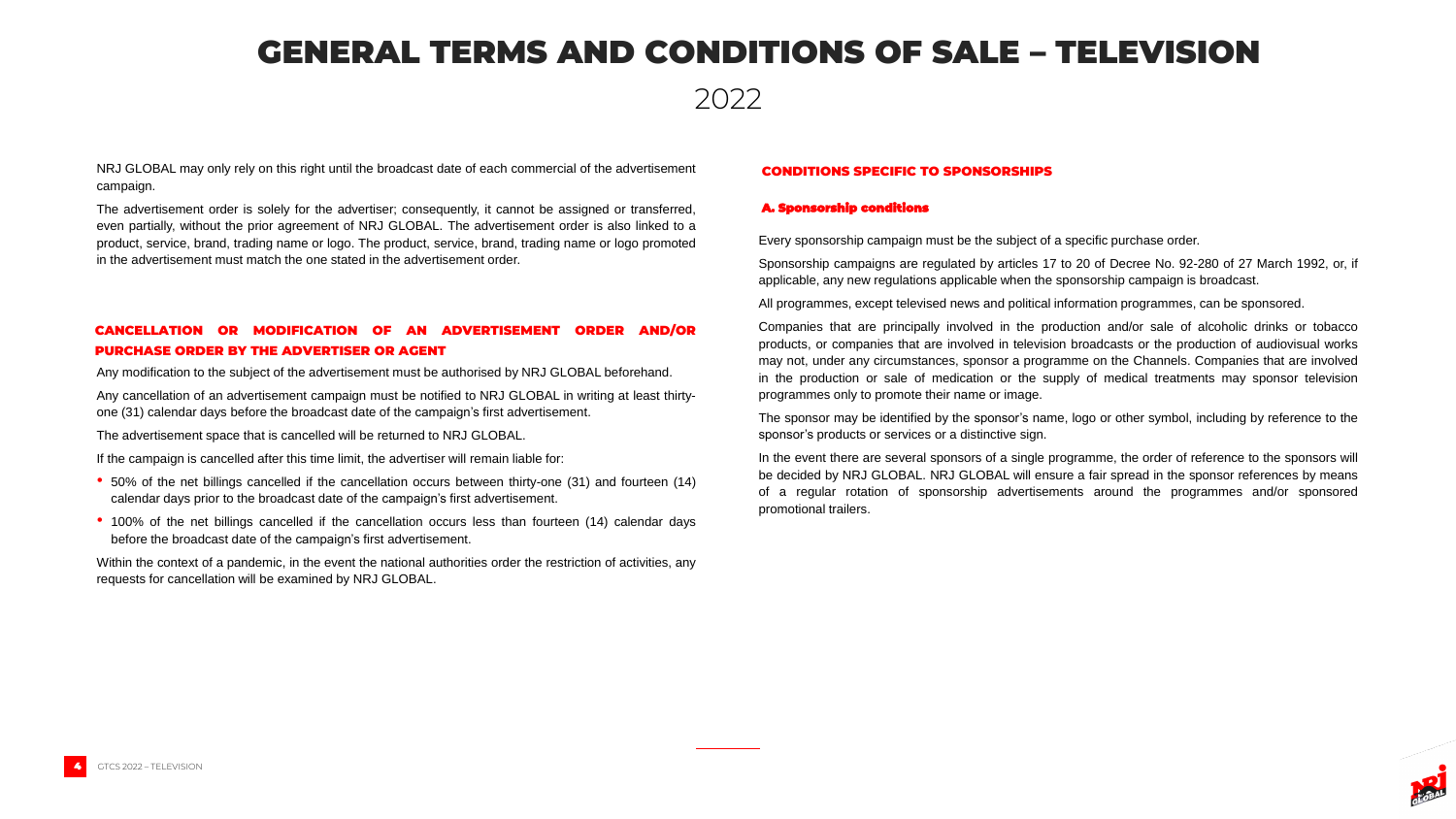# GENERAL TERMS AND CONDITIONS OF SALE – TELEVISION

2022

NRJ GLOBAL may only rely on this right until the broadcast date of each commercial of the advertisement campaign.

The advertisement order is solely for the advertiser; consequently, it cannot be assigned or transferred, even partially, without the prior agreement of NRJ GLOBAL. The advertisement order is also linked to a product, service, brand, trading name or logo. The product, service, brand, trading name or logo promoted in the advertisement must match the one stated in the advertisement order.

## CANCELLATION OR MODIFICATION OF AN ADVERTISEMENT ORDER AND/OR PURCHASE ORDER BY THE ADVERTISER OR AGENT

Any modification to the subject of the advertisement must be authorised by NRJ GLOBAL beforehand.

Any cancellation of an advertisement campaign must be notified to NRJ GLOBAL in writing at least thirty-one (31) calendar days before the broadcast date of the campaign's first advertisement.

The advertisement space that is cancelled will be returned to NRJ GLOBAL.

If the campaign is cancelled after this time limit, the advertiser will remain liable for:

- 50% of the net billings cancelled if the cancellation occurs between thirty-one (31) and fourteen (14) calendar days prior to the broadcast date of the campaign's first advertisement.
- 100% of the net billings cancelled if the cancellation occurs less than fourteen (14) calendar days before the broadcast date of the campaign's first advertisement.

Within the context of a pandemic, in the event the national authorities order the restriction of activities, any requests for cancellation will be examined by NRJ GLOBAL.

## CONDITIONS SPECIFIC TO SPONSORSHIPS

### A. Sponsorship conditions

Every sponsorship campaign must be the subject of a specific purchase order.

Sponsorship campaigns are regulated by articles 17 to 20 of Decree No. 92-280 of 27 March 1992, or, if applicable, any new regulations applicable when the sponsorship campaign is broadcast.

All programmes, except televised news and political information programmes, can be sponsored.

Companies that are principally involved in the production and/or sale of alcoholic drinks or tobacco products, or companies that are involved in television broadcasts or the production of audiovisual works may not, under any circumstances, sponsor a programme on the Channels. Companies that are involved in the production or sale of medication or the supply of medical treatments may sponsor television programmes only to promote their name or image.

The sponsor may be identified by the sponsor's name, logo or other symbol, including by reference to the sponsor's products or services or a distinctive sign.

In the event there are several sponsors of a single programme, the order of reference to the sponsors will be decided by NRJ GLOBAL. NRJ GLOBAL will ensure a fair spread in the sponsor references by means of a regular rotation of sponsorship advertisements around the programmes and/or sponsored promotional trailers.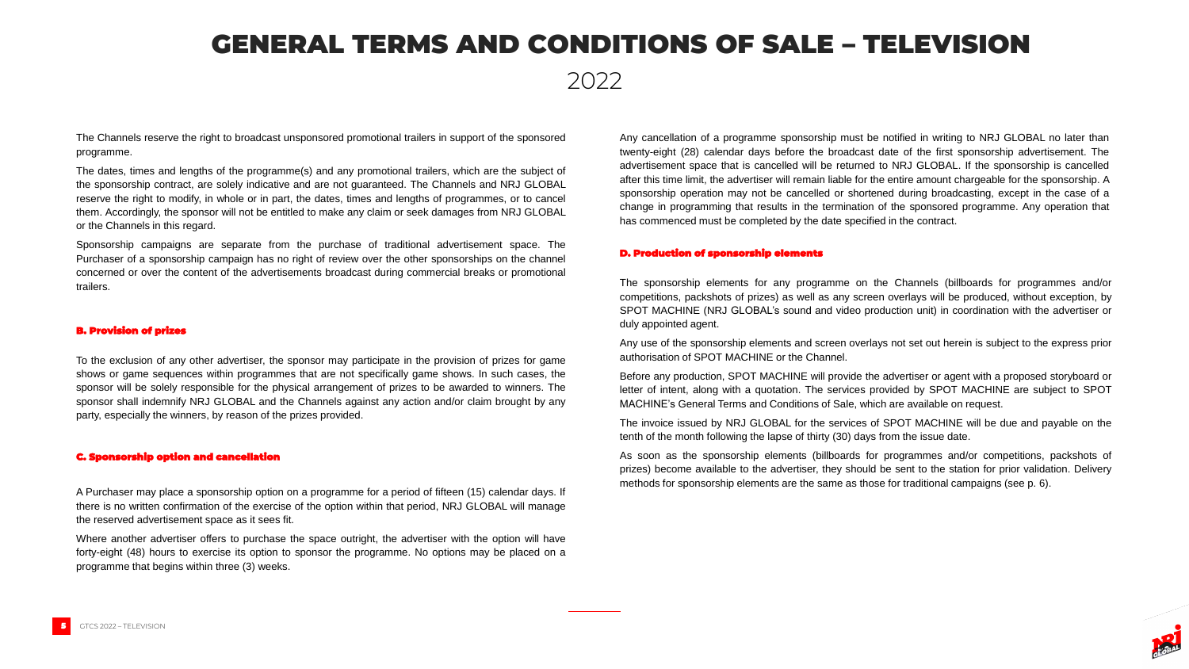# GENERAL TERMS AND CONDITIONS OF SALE – TELEVISION

2022

The Channels reserve the right to broadcast unsponsored promotional trailers in support of the sponsored programme.

The dates, times and lengths of the programme(s) and any promotional trailers, which are the subject of the sponsorship contract, are solely indicative and are not guaranteed. The Channels and NRJ GLOBAL reserve the right to modify, in whole or in part, the dates, times and lengths of programmes, or to cancel them. Accordingly, the sponsor will not be entitled to make any claim or seek damages from NRJ GLOBAL or the Channels in this regard.

Sponsorship campaigns are separate from the purchase of traditional advertisement space. The Purchaser of a sponsorship campaign has no right of review over the other sponsorships on the channel concerned or over the content of the advertisements broadcast during commercial breaks or promotional trailers.

### B. Provision of prizes

To the exclusion of any other advertiser, the sponsor may participate in the provision of prizes for game shows or game sequences within programmes that are not specifically game shows. In such cases, the sponsor will be solely responsible for the physical arrangement of prizes to be awarded to winners. The sponsor shall indemnify NRJ GLOBAL and the Channels against any action and/or claim brought by any party, especially the winners, by reason of the prizes provided.

### C. Sponsorship option and cancellation

A Purchaser may place a sponsorship option on a programme for a period of fifteen (15) calendar days. If there is no written confirmation of the exercise of the option within that period, NRJ GLOBAL will manage the reserved advertisement space as it sees fit.

Where another advertiser offers to purchase the space outright, the advertiser with the option will have forty-eight (48) hours to exercise its option to sponsor the programme. No options may be placed on a programme that begins within three (3) weeks.

Any cancellation of a programme sponsorship must be notified in writing to NRJ GLOBAL no later than twenty-eight (28) calendar days before the broadcast date of the first sponsorship advertisement. The advertisement space that is cancelled will be returned to NRJ GLOBAL. If the sponsorship is cancelled after this time limit, the advertiser will remain liable for the entire amount chargeable for the sponsorship. A sponsorship operation may not be cancelled or shortened during broadcasting, except in the case of a change in programming that results in the termination of the sponsored programme. Any operation that has commenced must be completed by the date specified in the contract.

### D. Production of sponsorship elements

The sponsorship elements for any programme on the Channels (billboards for programmes and/or competitions, packshots of prizes) as well as any screen overlays will be produced, without exception, by SPOT MACHINE (NRJ GLOBAL's sound and video production unit) in coordination with the advertiser or duly appointed agent.

Any use of the sponsorship elements and screen overlays not set out herein is subject to the express prior authorisation of SPOT MACHINE or the Channel.

Before any production, SPOT MACHINE will provide the advertiser or agent with a proposed storyboard or letter of intent, along with a quotation. The services provided by SPOT MACHINE are subject to SPOT MACHINE's General Terms and Conditions of Sale, which are available on request.

The invoice issued by NRJ GLOBAL for the services of SPOT MACHINE will be due and payable on the tenth of the month following the lapse of thirty (30) days from the issue date.

As soon as the sponsorship elements (billboards for programmes and/or competitions, packshots of prizes) become available to the advertiser, they should be sent to the station for prior validation. Delivery methods for sponsorship elements are the same as those for traditional campaigns (see p. 6).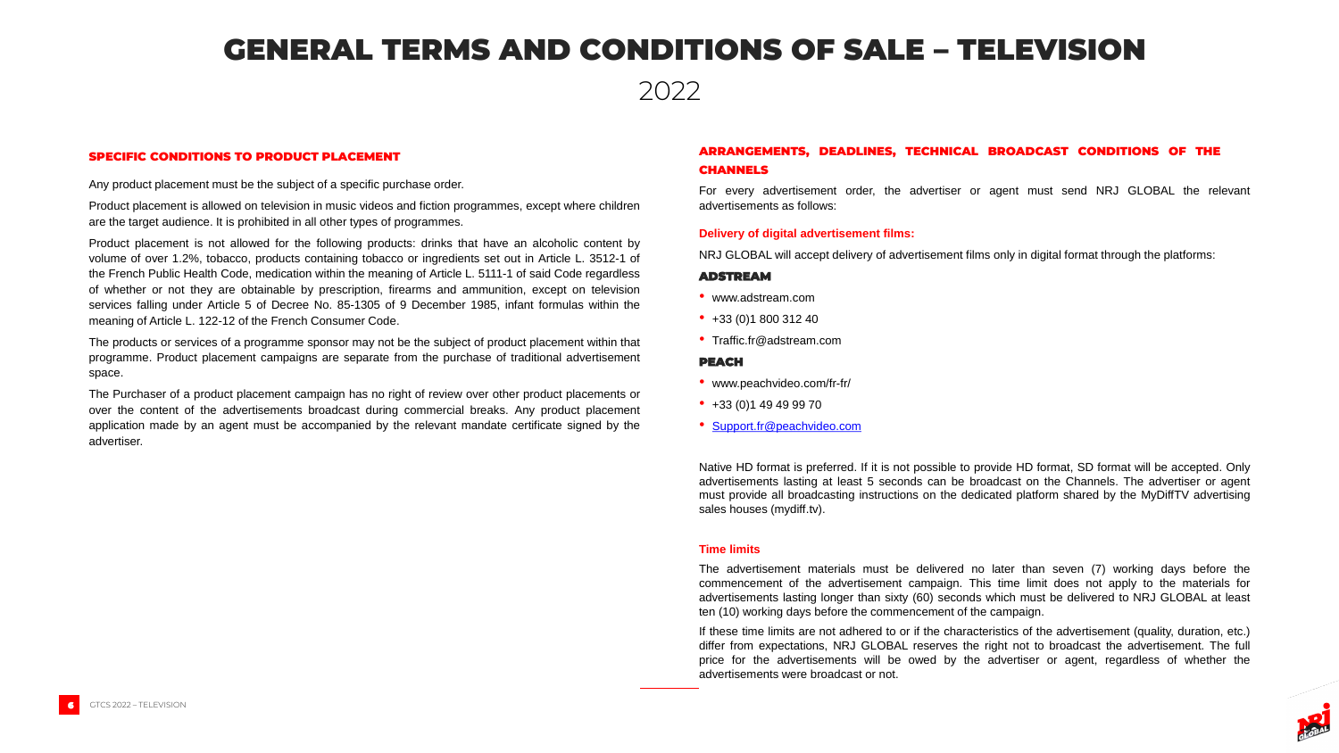# GENERAL TERMS AND CONDITIONS OF SALE – TELEVISION

2022

## SPECIFIC CONDITIONS TO PRODUCT PLACEMENT

Any product placement must be the subject of a specific purchase order.

Product placement is allowed on television in music videos and fiction programmes, except where children are the target audience. It is prohibited in all other types of programmes.

Product placement is not allowed for the following products: drinks that have an alcoholic content by volume of over 1.2%, tobacco, products containing tobacco or ingredients set out in Article L. 3512-1 of the French Public Health Code, medication within the meaning of Article L. 5111-1 of said Code regardless of whether or not they are obtainable by prescription, firearms and ammunition, except on television services falling under Article 5 of Decree No. 85-1305 of 9 December 1985, infant formulas within the meaning of Article L. 122-12 of the French Consumer Code.

The products or services of a programme sponsor may not be the subject of product placement within that programme. Product placement campaigns are separate from the purchase of traditional advertisement space.

The Purchaser of a product placement campaign has no right of review over other product placements or over the content of the advertisements broadcast during commercial breaks. Any product placement application made by an agent must be accompanied by the relevant mandate certificate signed by the advertiser.

## ARRANGEMENTS, DEADLINES, TECHNICAL BROADCAST CONDITIONS OF THE CHANNELS

For every advertisement order, the advertiser or agent must send NRJ GLOBAL the relevant advertisements as follows:

### Delivery of digital advertisement films:

NRJ GLOBAL will accept delivery of advertisement films only in digital format through the platforms:

#### ADSTREAM

- www.adstream.com
- +33 (0)1 800 312 40
- Traffic.fr@adstream.com

#### PEACH

- www.peachvideo.com/fr-fr/
- +33 (0)1 49 49 99 70
- Support.fr@peachvideo.com

Native HD format is preferred. If it is not possible to provide HD format, SD format will be accepted. Only advertisements lasting at least 5 seconds can be broadcast on the Channels. The advertiser or agent must provide all broadcasting instructions on the dedicated platform shared by the MyDiffTV advertising sales houses (mydiff.tv).

### Time limits

The advertisement materials must be delivered no later than seven (7) working days before the commencement of the advertisement campaign. This time limit does not apply to the materials for advertisements lasting longer than sixty (60) seconds which must be delivered to NRJ GLOBAL at least ten (10) working days before the commencement of the campaign.

If these time limits are not adhered to or if the characteristics of the advertisement (quality, duration, etc.) differ from expectations, NRJ GLOBAL reserves the right not to broadcast the advertisement. The full price for the advertisements will be owed by the advertiser or agent, regardless of whether the advertisements were broadcast or not.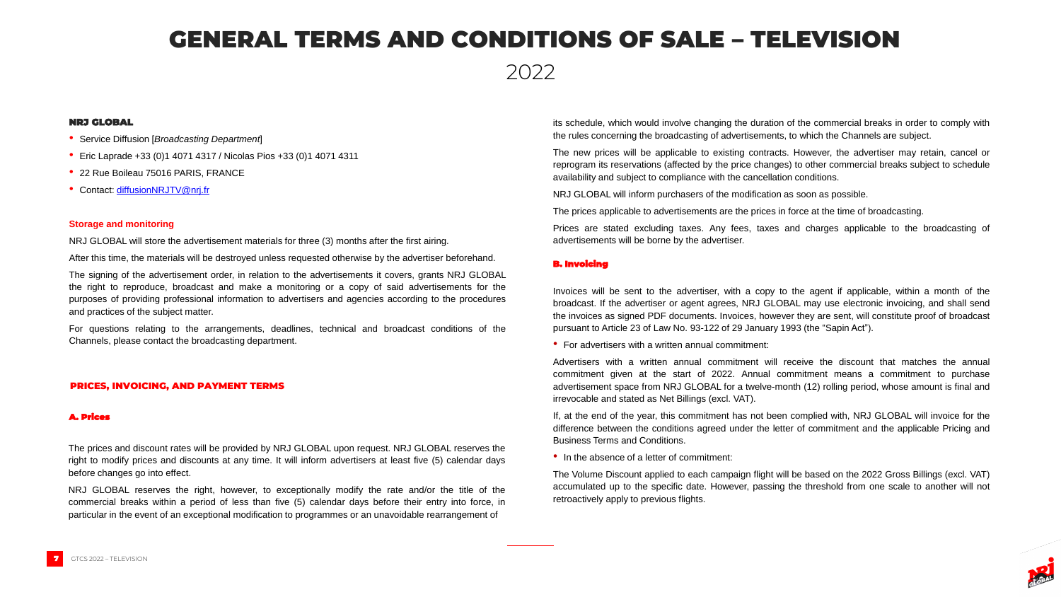# GENERAL TERMS AND CONDITIONS OF SALE – TELEVISION

2022

### NRJ GLOBAL

- Service Diffusion [*Broadcasting Department*]
- Eric Laprade +33 (0)1 4071 4317 / Nicolas Pios +33 (0)1 4071 4311
- 22 Rue Boileau 75016 PARIS, FRANCE
- Contact: diffusionNRJTV@nrj.fr

#### Storage and monitoring

NRJ GLOBAL will store the advertisement materials for three (3) months after the first airing.

After this time, the materials will be destroyed unless requested otherwise by the advertiser beforehand.

The signing of the advertisement order, in relation to the advertisements it covers, grants NRJ GLOBAL the right to reproduce, broadcast and make a monitoring or a copy of said advertisements for the purposes of providing professional information to advertisers and agencies according to the procedures and practices of the subject matter.

For questions relating to the arrangements, deadlines, technical and broadcast conditions of the Channels, please contact the broadcasting department.

## PRICES, INVOICING, AND PAYMENT TERMS

### A. Prices

The prices and discount rates will be provided by NRJ GLOBAL upon request. NRJ GLOBAL reserves the right to modify prices and discounts at any time. It will inform advertisers at least five (5) calendar days before changes go into effect.

NRJ GLOBAL reserves the right, however, to exceptionally modify the rate and/or the title of the commercial breaks within a period of less than five (5) calendar days before their entry into force, in particular in the event of an exceptional modification to programmes or an unavoidable rearrangement of its schedule, which would involve changing the duration of the commercial breaks in order to comply with the rules concerning the broadcasting of advertisements, to which the Channels are subject.

The new prices will be applicable to existing contracts. However, the advertiser may retain, cancel or reprogram its reservations (affected by the price changes) to other commercial breaks subject to schedule availability and subject to compliance with the cancellation conditions.

NRJ GLOBAL will inform purchasers of the modification as soon as possible.

The prices applicable to advertisements are the prices in force at the time of broadcasting.

Prices are stated excluding taxes. Any fees, taxes and charges applicable to the broadcasting of advertisements will be borne by the advertiser.

### B. Invoicing

Invoices will be sent to the advertiser, with a copy to the agent if applicable, within a month of the broadcast. If the advertiser or agent agrees, NRJ GLOBAL may use electronic invoicing, and shall send the invoices as signed PDF documents. Invoices, however they are sent, will constitute proof of broadcast pursuant to Article 23 of Law No. 93-122 of 29 January 1993 (the “Sapin Act”).

- For advertisers with a written annual commitment:

Advertisers with a written annual commitment will receive the discount that matches the annual commitment given at the start of 2022. Annual commitment means a commitment to purchase advertisement space from NRJ GLOBAL for a twelve-month (12) rolling period, whose amount is final and irrevocable and stated as Net Billings (excl. VAT).

If, at the end of the year, this commitment has not been complied with, NRJ GLOBAL will invoice for the difference between the conditions agreed under the letter of commitment and the applicable Pricing and Business Terms and Conditions.

- In the absence of a letter of commitment:

The Volume Discount applied to each campaign flight will be based on the 2022 Gross Billings (excl. VAT) accumulated up to the specific date. However, passing the threshold from one scale to another will not retroactively apply to previous flights.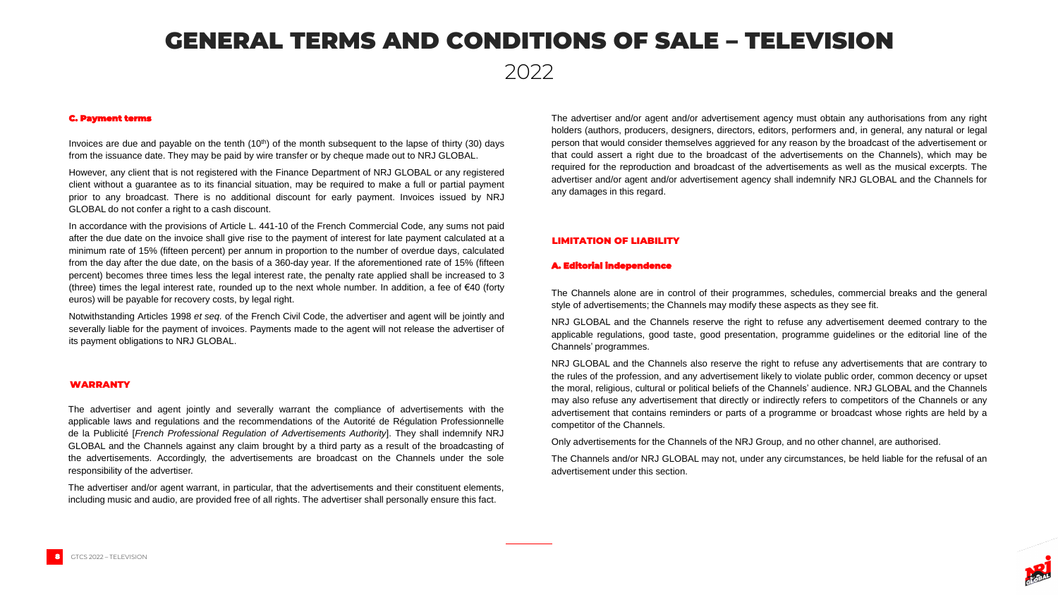# GENERAL TERMS AND CONDITIONS OF SALE – TELEVISION

2022

### C. Payment terms

Invoices are due and payable on the tenth (10th) of the month subsequent to the lapse of thirty (30) days from the issuance date. They may be paid by wire transfer or by cheque made out to NRJ GLOBAL.

However, any client that is not registered with the Finance Department of NRJ GLOBAL or any registered client without a guarantee as to its financial situation, may be required to make a full or partial payment prior to any broadcast. There is no additional discount for early payment. Invoices issued by NRJ GLOBAL do not confer a right to a cash discount.

In accordance with the provisions of Article L. 441-10 of the French Commercial Code, any sums not paid after the due date on the invoice shall give rise to the payment of interest for late payment calculated at a minimum rate of 15% (fifteen percent) per annum in proportion to the number of overdue days, calculated from the day after the due date, on the basis of a 360-day year. If the aforementioned rate of 15% (fifteen percent) becomes three times less the legal interest rate, the penalty rate applied shall be increased to 3 (three) times the legal interest rate, rounded up to the next whole number. In addition, a fee of €40 (forty euros) will be payable for recovery costs, by legal right.

Notwithstanding Articles 1998 *et seq.* of the French Civil Code, the advertiser and agent will be jointly and severally liable for the payment of invoices. Payments made to the agent will not release the advertiser of its payment obligations to NRJ GLOBAL.

## WARRANTY

The advertiser and agent jointly and severally warrant the compliance of advertisements with the applicable laws and regulations and the recommendations of the Autorité de Régulation Professionnelle de la Publicité [*French Professional Regulation of Advertisements Authority*]. They shall indemnify NRJ GLOBAL and the Channels against any claim brought by a third party as a result of the broadcasting of the advertisements. Accordingly, the advertisements are broadcast on the Channels under the sole responsibility of the advertiser.

The advertiser and/or agent warrant, in particular, that the advertisements and their constituent elements, including music and audio, are provided free of all rights. The advertiser shall personally ensure this fact.

The advertiser and/or agent and/or advertisement agency must obtain any authorisations from any right holders (authors, producers, designers, directors, editors, performers and, in general, any natural or legal person that would consider themselves aggrieved for any reason by the broadcast of the advertisement or that could assert a right due to the broadcast of the advertisements on the Channels), which may be required for the reproduction and broadcast of the advertisements as well as the musical excerpts. The advertiser and/or agent and/or advertisement agency shall indemnify NRJ GLOBAL and the Channels for any damages in this regard.

## LIMITATION OF LIABILITY

### A. Editorial independence

The Channels alone are in control of their programmes, schedules, commercial breaks and the general style of advertisements; the Channels may modify these aspects as they see fit.

NRJ GLOBAL and the Channels reserve the right to refuse any advertisement deemed contrary to the applicable regulations, good taste, good presentation, programme guidelines or the editorial line of the Channels' programmes.

NRJ GLOBAL and the Channels also reserve the right to refuse any advertisements that are contrary to the rules of the profession, and any advertisement likely to violate public order, common decency or upset the moral, religious, cultural or political beliefs of the Channels' audience. NRJ GLOBAL and the Channels may also refuse any advertisement that directly or indirectly refers to competitors of the Channels or any advertisement that contains reminders or parts of a programme or broadcast whose rights are held by a competitor of the Channels.

Only advertisements for the Channels of the NRJ Group, and no other channel, are authorised.

The Channels and/or NRJ GLOBAL may not, under any circumstances, be held liable for the refusal of an advertisement under this section.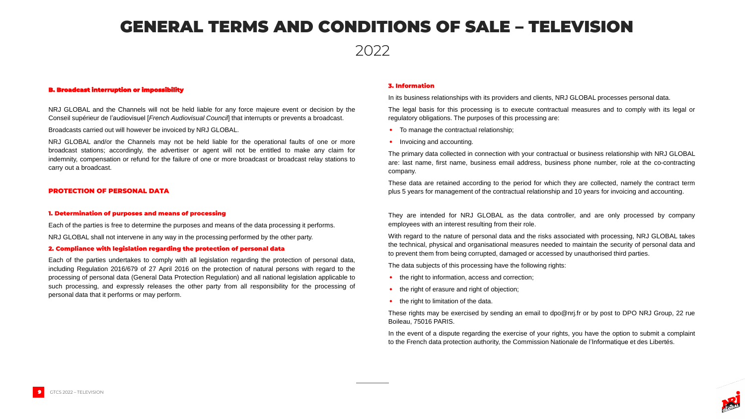# GENERAL TERMS AND CONDITIONS OF SALE – TELEVISION

2022

### B. Broadcast interruption or impossibility

NRJ GLOBAL and the Channels will not be held liable for any force majeure event or decision by the Conseil supérieur de l'audiovisuel [*French Audiovisual Council*] that interrupts or prevents a broadcast.

Broadcasts carried out will however be invoiced by NRJ GLOBAL.

NRJ GLOBAL and/or the Channels may not be held liable for the operational faults of one or more broadcast stations; accordingly, the advertiser or agent will not be entitled to make any claim for indemnity, compensation or refund for the failure of one or more broadcast or broadcast relay stations to carry out a broadcast.

## PROTECTION OF PERSONAL DATA

### 1. Determination of purposes and means of processing

Each of the parties is free to determine the purposes and means of the data processing it performs.

NRJ GLOBAL shall not intervene in any way in the processing performed by the other party.

### 2. Compliance with legislation regarding the protection of personal data

Each of the parties undertakes to comply with all legislation regarding the protection of personal data, including Regulation 2016/679 of 27 April 2016 on the protection of natural persons with regard to the processing of personal data (General Data Protection Regulation) and all national legislation applicable to such processing, and expressly releases the other party from all responsibility for the processing of personal data that it performs or may perform.

### 3. Information

In its business relationships with its providers and clients, NRJ GLOBAL processes personal data.

The legal basis for this processing is to execute contractual measures and to comply with its legal or regulatory obligations. The purposes of this processing are:

- To manage the contractual relationship;
- Invoicing and accounting.

The primary data collected in connection with your contractual or business relationship with NRJ GLOBAL are: last name, first name, business email address, business phone number, role at the co-contracting company.

These data are retained according to the period for which they are collected, namely the contract term plus 5 years for management of the contractual relationship and 10 years for invoicing and accounting.

They are intended for NRJ GLOBAL as the data controller, and are only processed by company employees with an interest resulting from their role.

With regard to the nature of personal data and the risks associated with processing, NRJ GLOBAL takes the technical, physical and organisational measures needed to maintain the security of personal data and to prevent them from being corrupted, damaged or accessed by unauthorised third parties.

The data subjects of this processing have the following rights:

- the right to information, access and correction;
- the right of erasure and right of objection;
- the right to limitation of the data.

These rights may be exercised by sending an email to dpo@nrj.fr or by post to DPO NRJ Group, 22 rue Boileau, 75016 PARIS.

In the event of a dispute regarding the exercise of your rights, you have the option to submit a complaint to the French data protection authority, the Commission Nationale de l'Informatique et des Libertés.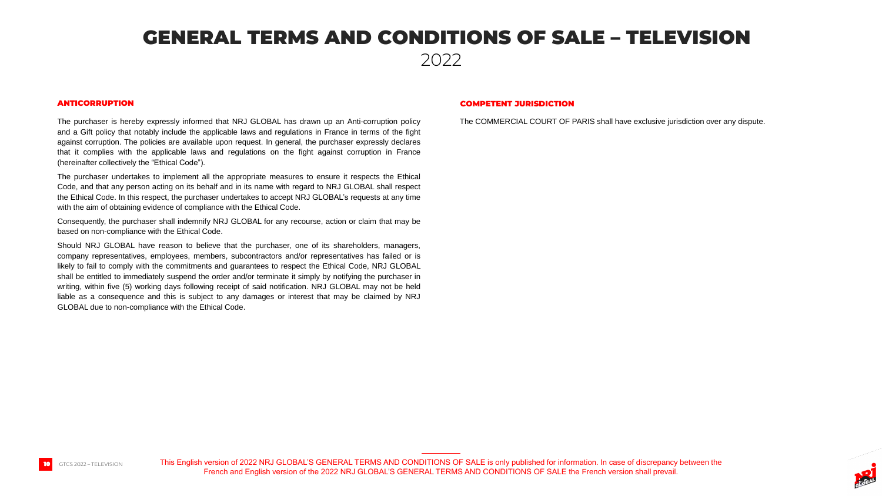# GENERAL TERMS AND CONDITIONS OF SALE – TELEVISION

2022

## ANTICORRUPTION

The purchaser is hereby expressly informed that NRJ GLOBAL has drawn up an Anti-corruption policy and a Gift policy that notably include the applicable laws and regulations in France in terms of the fight against corruption. The policies are available upon request. In general, the purchaser expressly declares that it complies with the applicable laws and regulations on the fight against corruption in France (hereinafter collectively the "Ethical Code").

The purchaser undertakes to implement all the appropriate measures to ensure it respects the Ethical Code, and that any person acting on its behalf and in its name with regard to NRJ GLOBAL shall respect the Ethical Code. In this respect, the purchaser undertakes to accept NRJ GLOBAL's requests at any time with the aim of obtaining evidence of compliance with the Ethical Code.

Consequently, the purchaser shall indemnify NRJ GLOBAL for any recourse, action or claim that may be based on non-compliance with the Ethical Code.

Should NRJ GLOBAL have reason to believe that the purchaser, one of its shareholders, managers, company representatives, employees, members, subcontractors and/or representatives has failed or is likely to fail to comply with the commitments and guarantees to respect the Ethical Code, NRJ GLOBAL shall be entitled to immediately suspend the order and/or terminate it simply by notifying the purchaser in writing, within five (5) working days following receipt of said notification. NRJ GLOBAL may not be held liable as a consequence and this is subject to any damages or interest that may be claimed by NRJ GLOBAL due to non-compliance with the Ethical Code.

## COMPETENT JURISDICTION

The COMMERCIAL COURT OF PARIS shall have exclusive jurisdiction over any dispute.

---

This English version of 2022 NRJ GLOBAL'S GENERAL TERMS AND CONDITIONS OF SALE is only published for information. In case of discrepancy between the French and English version of the 2022 NRJ GLOBAL'S GENERAL TERMS AND CONDITIONS OF SALE the French version shall prevail.